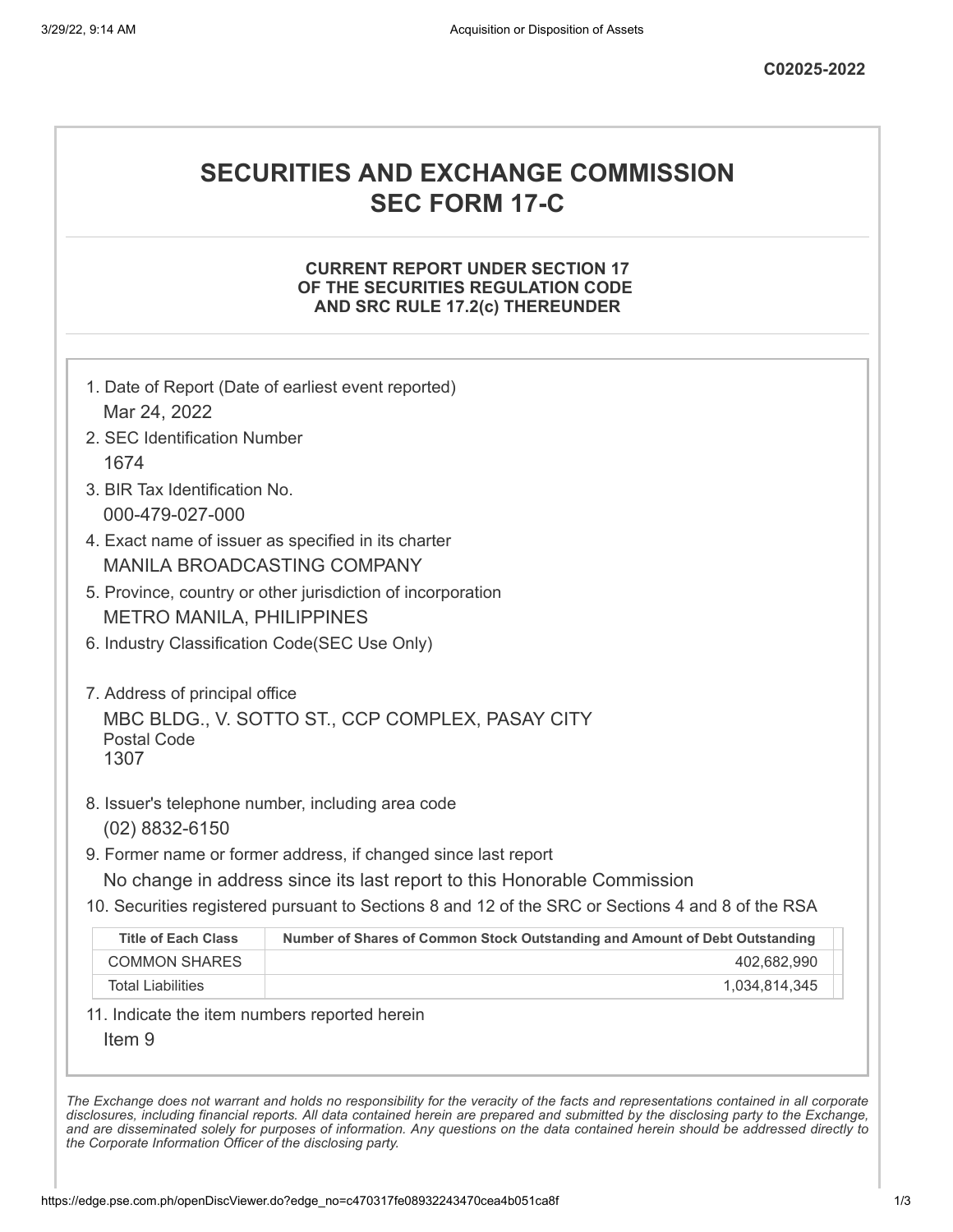C02025-2022

# SECURITIES AND EXCHANGE COMMISSION
# SEC FORM 17-C

### CURRENT REPORT UNDER SECTION 17 OF THE SECURITIES REGULATION CODE AND SRC RULE 17.2(c) THEREUNDER

1. Date of Report (Date of earliest event reported)
   Mar 24, 2022
2. SEC Identification Number
   1674
3. BIR Tax Identification No.
   000-479-027-000
4. Exact name of issuer as specified in its charter
   MANILA BROADCASTING COMPANY
5. Province, country or other jurisdiction of incorporation
   METRO MANILA, PHILIPPINES
6. Industry Classification Code(SEC Use Only)

7. Address of principal office
   MBC BLDG., V. SOTTO ST., CCP COMPLEX, PASAY CITY
   Postal Code
   1307
8. Issuer's telephone number, including area code
   (02) 8832-6150
9. Former name or former address, if changed since last report
   No change in address since its last report to this Honorable Commission
10. Securities registered pursuant to Sections 8 and 12 of the SRC or Sections 4 and 8 of the RSA

| Title of Each Class | Number of Shares of Common Stock Outstanding and Amount of Debt Outstanding |
|---|---|
| COMMON SHARES | 402,682,990 |
| Total Liabilities | 1,034,814,345 |

11. Indicate the item numbers reported herein
    Item 9

*The Exchange does not warrant and holds no responsibility for the veracity of the facts and representations contained in all corporate disclosures, including financial reports. All data contained herein are prepared and submitted by the disclosing party to the Exchange, and are disseminated solely for purposes of information. Any questions on the data contained herein should be addressed directly to the Corporate Information Officer of the disclosing party.*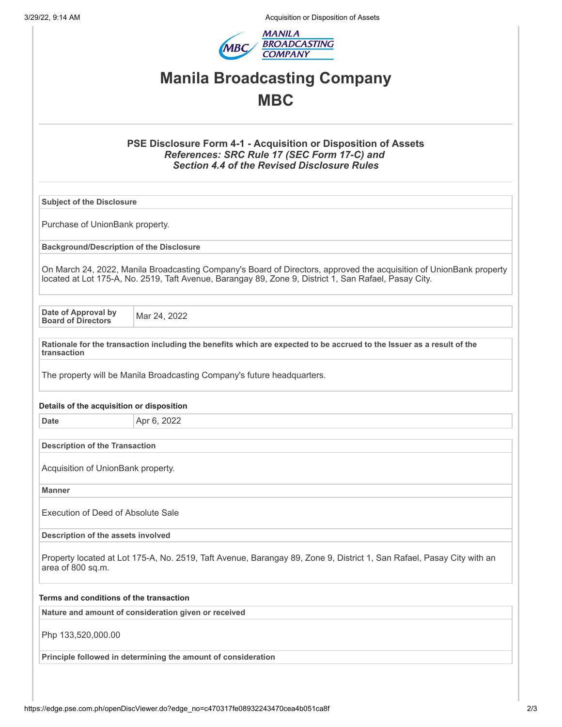# Manila Broadcasting Company

## MBC

### PSE Disclosure Form 4-1 - Acquisition or Disposition of Assets

***References: SRC Rule 17 (SEC Form 17-C) and Section 4.4 of the Revised Disclosure Rules***

**Subject of the Disclosure**

Purchase of UnionBank property.

**Background/Description of the Disclosure**

On March 24, 2022, Manila Broadcasting Company's Board of Directors, approved the acquisition of UnionBank property located at Lot 175-A, No. 2519, Taft Avenue, Barangay 89, Zone 9, District 1, San Rafael, Pasay City.

| Date of Approval by Board of Directors | Mar 24, 2022 |
|---|---|

**Rationale for the transaction including the benefits which are expected to be accrued to the Issuer as a result of the transaction**

The property will be Manila Broadcasting Company's future headquarters.

**Details of the acquisition or disposition**

| Date | Apr 6, 2022 |
|---|---|

**Description of the Transaction**

Acquisition of UnionBank property.

**Manner**

Execution of Deed of Absolute Sale

**Description of the assets involved**

Property located at Lot 175-A, No. 2519, Taft Avenue, Barangay 89, Zone 9, District 1, San Rafael, Pasay City with an area of 800 sq.m.

**Terms and conditions of the transaction**

**Nature and amount of consideration given or received**

Php 133,520,000.00

**Principle followed in determining the amount of consideration**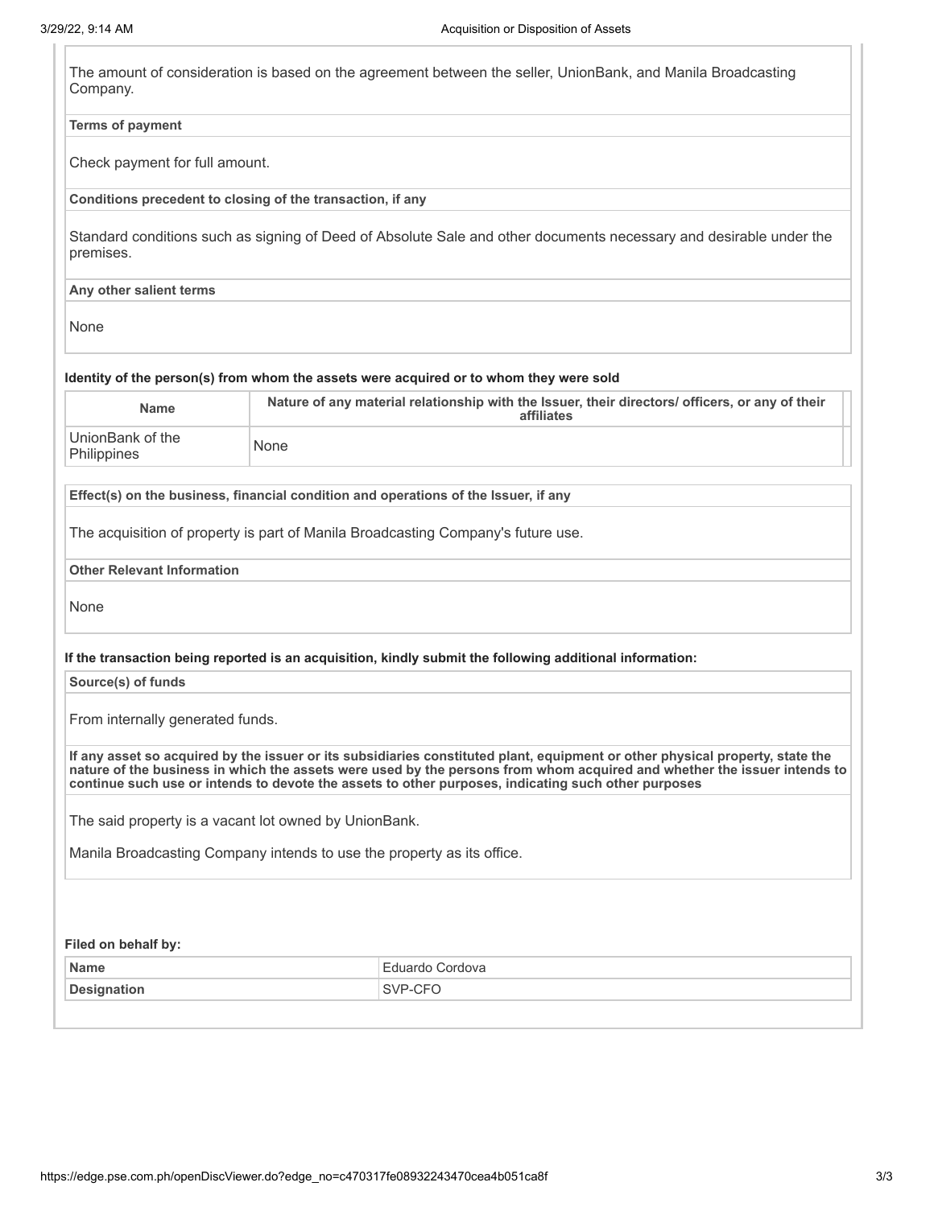The amount of consideration is based on the agreement between the seller, UnionBank, and Manila Broadcasting Company.

**Terms of payment**

Check payment for full amount.

**Conditions precedent to closing of the transaction, if any**

Standard conditions such as signing of Deed of Absolute Sale and other documents necessary and desirable under the premises.

**Any other salient terms**

None

**Identity of the person(s) from whom the assets were acquired or to whom they were sold**

| Name | Nature of any material relationship with the Issuer, their directors/ officers, or any of their affiliates |
|---|---|
| UnionBank of the Philippines | None |

**Effect(s) on the business, financial condition and operations of the Issuer, if any**

The acquisition of property is part of Manila Broadcasting Company's future use.

**Other Relevant Information**

None

**If the transaction being reported is an acquisition, kindly submit the following additional information:**

**Source(s) of funds**

From internally generated funds.

**If any asset so acquired by the issuer or its subsidiaries constituted plant, equipment or other physical property, state the nature of the business in which the assets were used by the persons from whom acquired and whether the issuer intends to continue such use or intends to devote the assets to other purposes, indicating such other purposes**

The said property is a vacant lot owned by UnionBank.

Manila Broadcasting Company intends to use the property as its office.

**Filed on behalf by:**

| | |
|---|---|
| **Name** | Eduardo Cordova |
| **Designation** | SVP-CFO |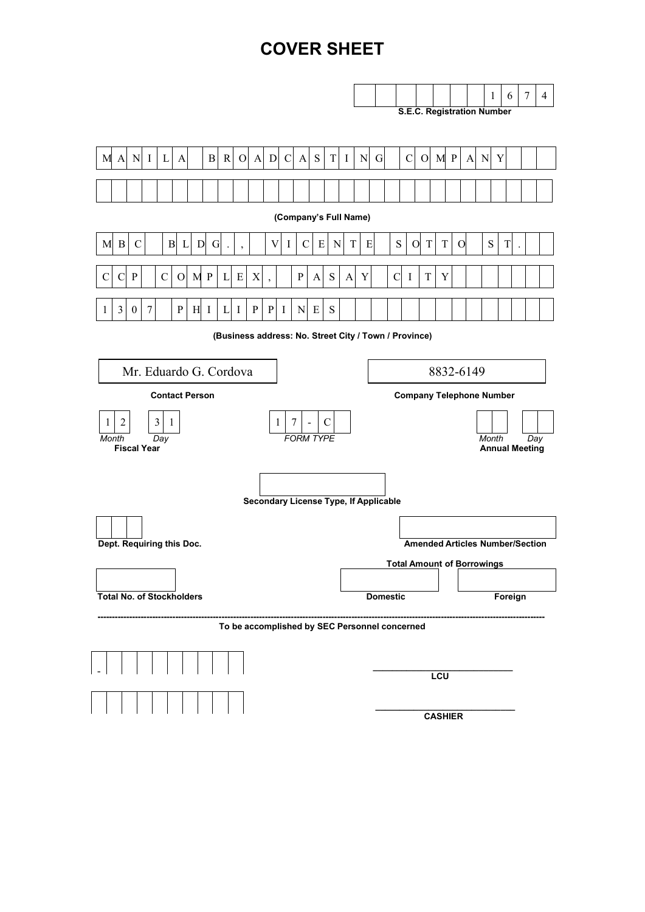# COVER SHEET

**S.E.C. Registration Number:** 1674

**(Company's Full Name)**

MANILA BROADCASTING COMPANY

**(Business address: No. Street City / Town / Province)**

MBC BLDG., VICENTE SOTTO ST.
CCP COMPLEX, PASAY CITY
1307 PHILIPPINES

| Contact Person | Company Telephone Number |
|---|---|
| Mr. Eduardo G. Cordova | 8832-6149 |

| Fiscal Year (Month / Day) | FORM TYPE | Annual Meeting (Month / Day) |
|---|---|---|
| 12 / 31 | 17-C | |

**Secondary License Type, If Applicable**

**Dept. Requiring this Doc.**

**Amended Articles Number/Section**

**Total Amount of Borrowings**

| Total No. of Stockholders | Domestic | Foreign |
|---|---|---|
| | | |

---

**To be accomplished by SEC Personnel concerned**

-

**LCU**

**CASHIER**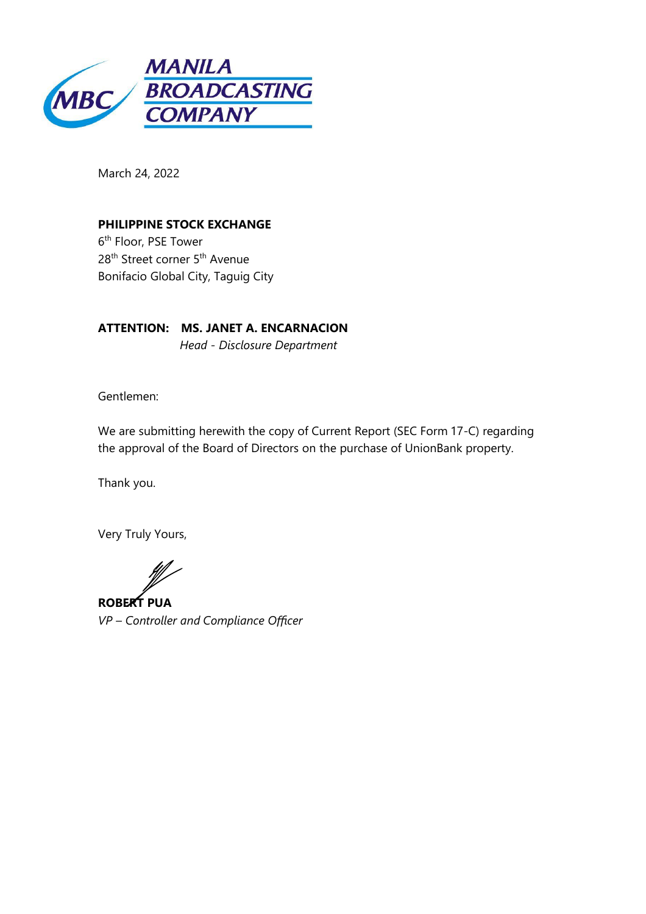MANILA BROADCASTING COMPANY

March 24, 2022

**PHILIPPINE STOCK EXCHANGE**
6th Floor, PSE Tower
28th Street corner 5th Avenue
Bonifacio Global City, Taguig City

**ATTENTION: MS. JANET A. ENCARNACION**
*Head - Disclosure Department*

Gentlemen:

We are submitting herewith the copy of Current Report (SEC Form 17-C) regarding the approval of the Board of Directors on the purchase of UnionBank property.

Thank you.

Very Truly Yours,

**ROBERT PUA**
*VP – Controller and Compliance Officer*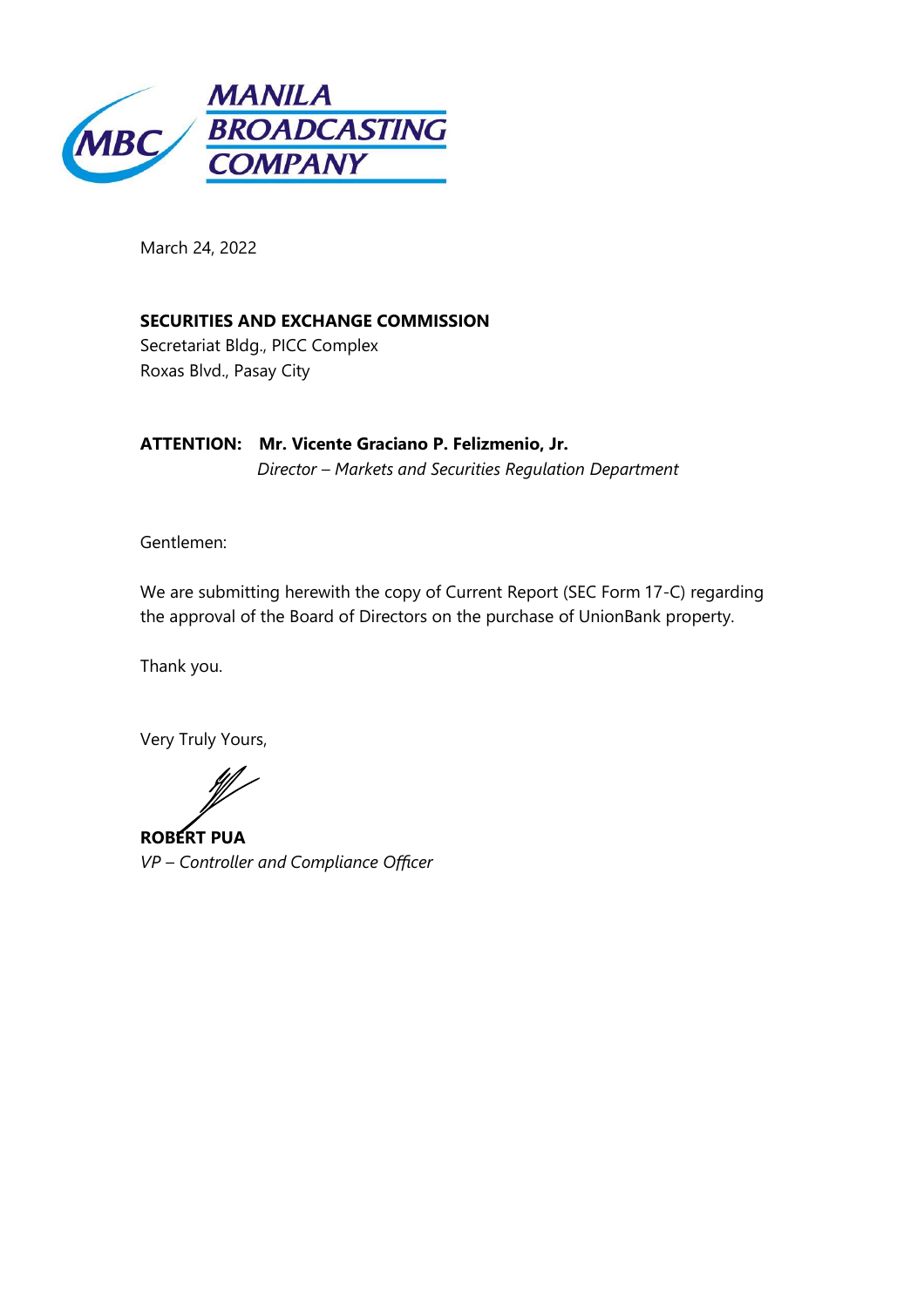**MANILA BROADCASTING COMPANY**

March 24, 2022

**SECURITIES AND EXCHANGE COMMISSION**
Secretariat Bldg., PICC Complex
Roxas Blvd., Pasay City

**ATTENTION: Mr. Vicente Graciano P. Felizmenio, Jr.**
*Director – Markets and Securities Regulation Department*

Gentlemen:

We are submitting herewith the copy of Current Report (SEC Form 17-C) regarding the approval of the Board of Directors on the purchase of UnionBank property.

Thank you.

Very Truly Yours,

**ROBERT PUA**
*VP – Controller and Compliance Officer*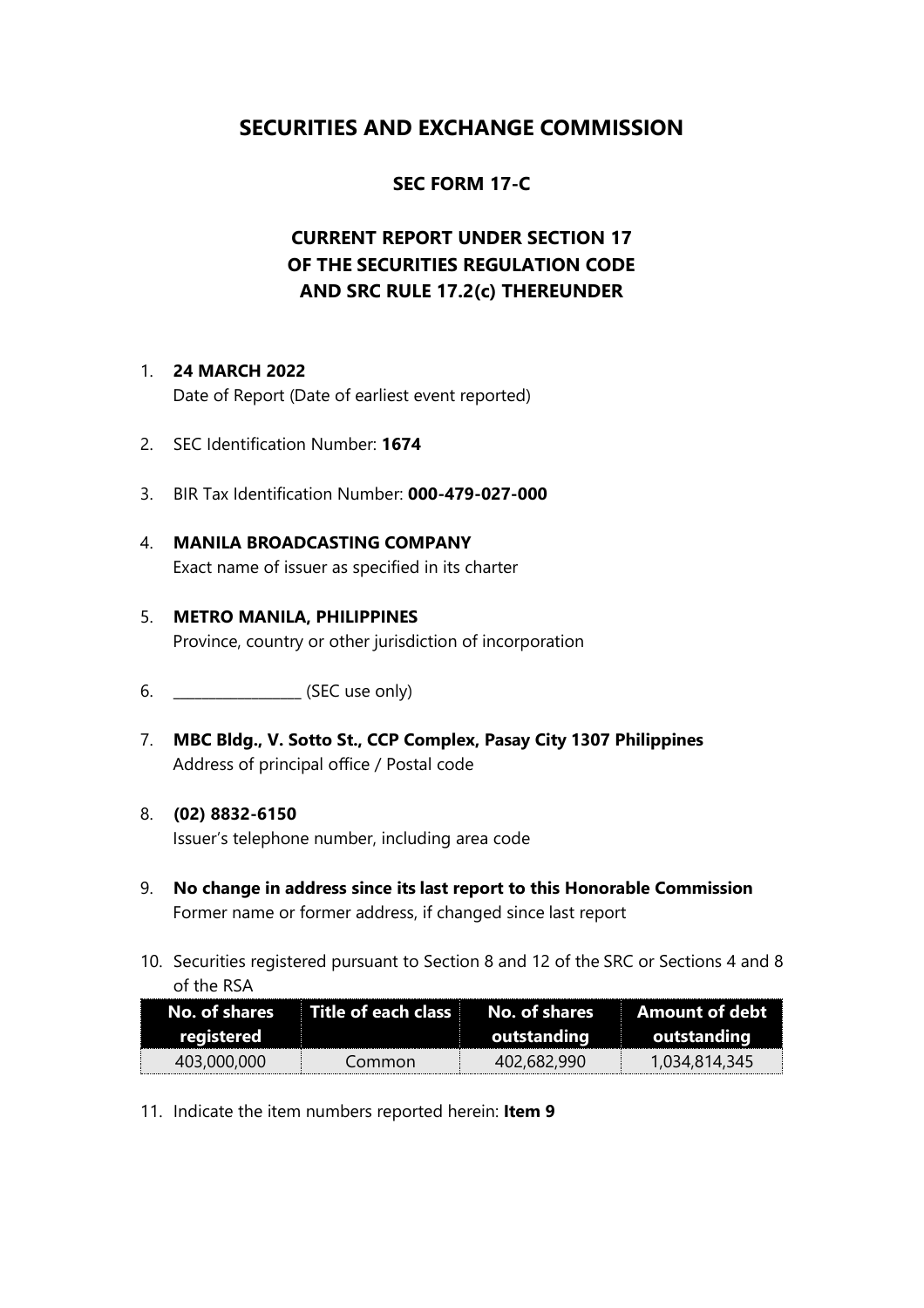# SECURITIES AND EXCHANGE COMMISSION

## SEC FORM 17-C

## CURRENT REPORT UNDER SECTION 17
## OF THE SECURITIES REGULATION CODE
## AND SRC RULE 17.2(c) THEREUNDER

1. **24 MARCH 2022**
   Date of Report (Date of earliest event reported)

2. SEC Identification Number: **1674**

3. BIR Tax Identification Number: **000-479-027-000**

4. **MANILA BROADCASTING COMPANY**
   Exact name of issuer as specified in its charter

5. **METRO MANILA, PHILIPPINES**
   Province, country or other jurisdiction of incorporation

6. ________________ (SEC use only)

7. **MBC Bldg., V. Sotto St., CCP Complex, Pasay City 1307 Philippines**
   Address of principal office / Postal code

8. **(02) 8832-6150**
   Issuer's telephone number, including area code

9. **No change in address since its last report to this Honorable Commission**
   Former name or former address, if changed since last report

10. Securities registered pursuant to Section 8 and 12 of the SRC or Sections 4 and 8 of the RSA

| No. of shares registered | Title of each class | No. of shares outstanding | Amount of debt outstanding |
|---|---|---|---|
| 403,000,000 | Common | 402,682,990 | 1,034,814,345 |

11. Indicate the item numbers reported herein: **Item 9**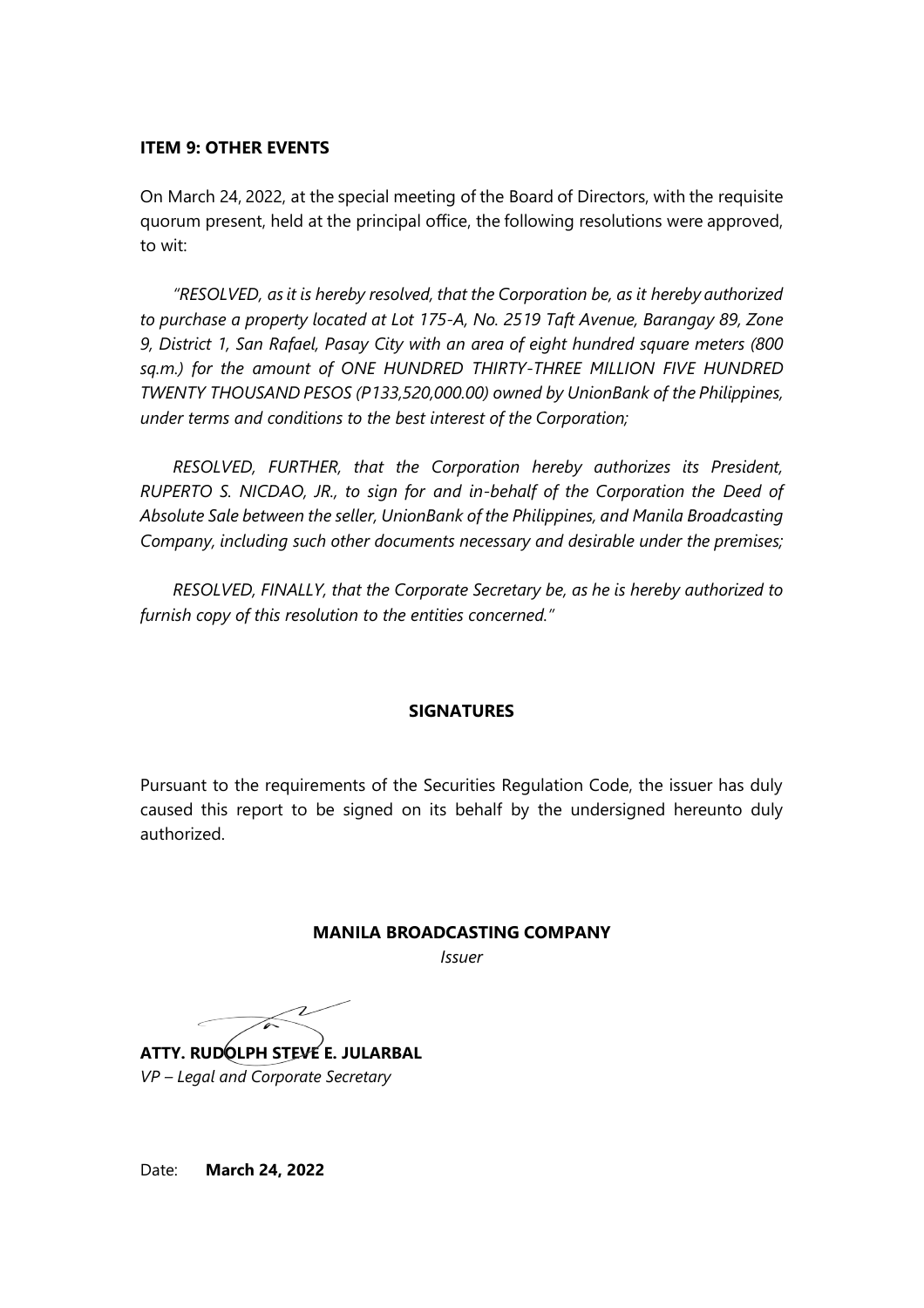**ITEM 9: OTHER EVENTS**

On March 24, 2022, at the special meeting of the Board of Directors, with the requisite quorum present, held at the principal office, the following resolutions were approved, to wit:

*"RESOLVED, as it is hereby resolved, that the Corporation be, as it hereby authorized to purchase a property located at Lot 175-A, No. 2519 Taft Avenue, Barangay 89, Zone 9, District 1, San Rafael, Pasay City with an area of eight hundred square meters (800 sq.m.) for the amount of ONE HUNDRED THIRTY-THREE MILLION FIVE HUNDRED TWENTY THOUSAND PESOS (P133,520,000.00) owned by UnionBank of the Philippines, under terms and conditions to the best interest of the Corporation;*

*RESOLVED, FURTHER, that the Corporation hereby authorizes its President, RUPERTO S. NICDAO, JR., to sign for and in-behalf of the Corporation the Deed of Absolute Sale between the seller, UnionBank of the Philippines, and Manila Broadcasting Company, including such other documents necessary and desirable under the premises;*

*RESOLVED, FINALLY, that the Corporate Secretary be, as he is hereby authorized to furnish copy of this resolution to the entities concerned."*

**SIGNATURES**

Pursuant to the requirements of the Securities Regulation Code, the issuer has duly caused this report to be signed on its behalf by the undersigned hereunto duly authorized.

**MANILA BROADCASTING COMPANY**
*Issuer*

**ATTY. RUDOLPH STEVE E. JULARBAL**
*VP – Legal and Corporate Secretary*

Date: **March 24, 2022**